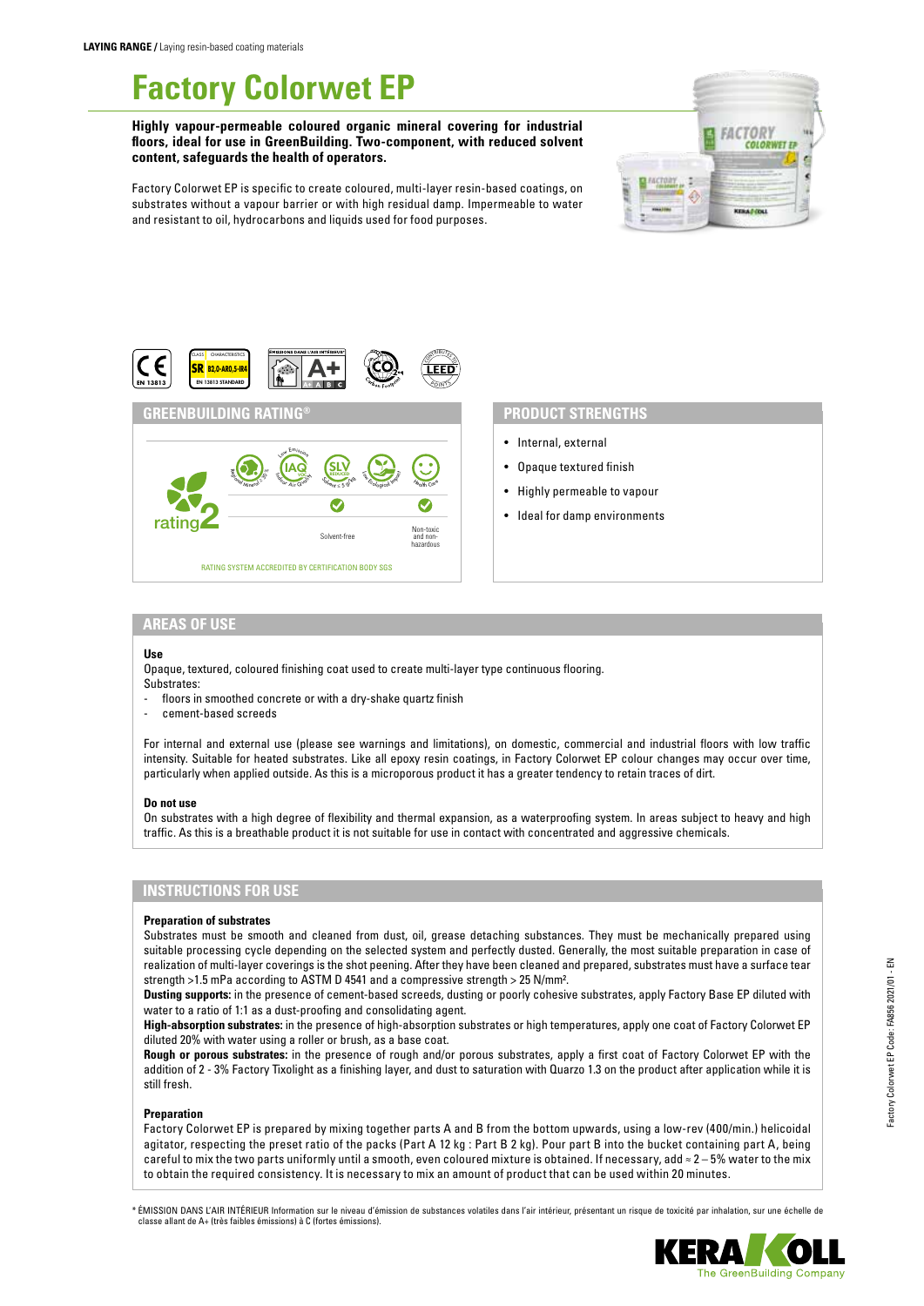**LAYING RANGE /** Laying resin-based coating materials

# Factory Colorwet EP

**Highly vapour-permeable coloured organic mineral covering for industrial floors, ideal for use in GreenBuilding. Two-component, with reduced solvent content, safeguards the health of operators.**

Factory Colorwet EP is specific to create coloured, multi-layer resin-based coatings, on substrates without a vapour barrier or with high residual damp. Impermeable to water and resistant to oil, hydrocarbons and liquids used for food purposes.

## GREENBUILDING RATING®

rating 2

- Solvent-free
- Non-toxic and non-hazardous

RATING SYSTEM ACCREDITED BY CERTIFICATION BODY SGS

## PRODUCT STRENGTHS

- Internal, external
- Opaque textured finish
- Highly permeable to vapour
- Ideal for damp environments

## AREAS OF USE

**Use**

Opaque, textured, coloured finishing coat used to create multi-layer type continuous flooring.

Substrates:

- floors in smoothed concrete or with a dry-shake quartz finish
- cement-based screeds

For internal and external use (please see warnings and limitations), on domestic, commercial and industrial floors with low traffic intensity. Suitable for heated substrates. Like all epoxy resin coatings, in Factory Colorwet EP colour changes may occur over time, particularly when applied outside. As this is a microporous product it has a greater tendency to retain traces of dirt.

**Do not use**

On substrates with a high degree of flexibility and thermal expansion, as a waterproofing system. In areas subject to heavy and high traffic. As this is a breathable product it is not suitable for use in contact with concentrated and aggressive chemicals.

## INSTRUCTIONS FOR USE

**Preparation of substrates**

Substrates must be smooth and cleaned from dust, oil, grease detaching substances. They must be mechanically prepared using suitable processing cycle depending on the selected system and perfectly dusted. Generally, the most suitable preparation in case of realization of multi-layer coverings is the shot peening. After they have been cleaned and prepared, substrates must have a surface tear strength >1.5 mPa according to ASTM D 4541 and a compressive strength > 25 N/mm².

**Dusting supports:** in the presence of cement-based screeds, dusting or poorly cohesive substrates, apply Factory Base EP diluted with water to a ratio of 1:1 as a dust-proofing and consolidating agent.

**High-absorption substrates:** in the presence of high-absorption substrates or high temperatures, apply one coat of Factory Colorwet EP diluted 20% with water using a roller or brush, as a base coat.

**Rough or porous substrates:** in the presence of rough and/or porous substrates, apply a first coat of Factory Colorwet EP with the addition of 2 - 3% Factory Tixolight as a finishing layer, and dust to saturation with Quarzo 1.3 on the product after application while it is still fresh.

**Preparation**

Factory Colorwet EP is prepared by mixing together parts A and B from the bottom upwards, using a low-rev (400/min.) helicoidal agitator, respecting the preset ratio of the packs (Part A 12 kg : Part B 2 kg). Pour part B into the bucket containing part A, being careful to mix the two parts uniformly until a smooth, even coloured mixture is obtained. If necessary, add ≈ 2 – 5% water to the mix to obtain the required consistency. It is necessary to mix an amount of product that can be used within 20 minutes.

\* ÉMISSION DANS L'AIR INTÉRIEUR Information sur le niveau d'émission de substances volatiles dans l'air intérieur, présentant un risque de toxicité par inhalation, sur une échelle de classe allant de A+ (très faibles émissions) à C (fortes émissions).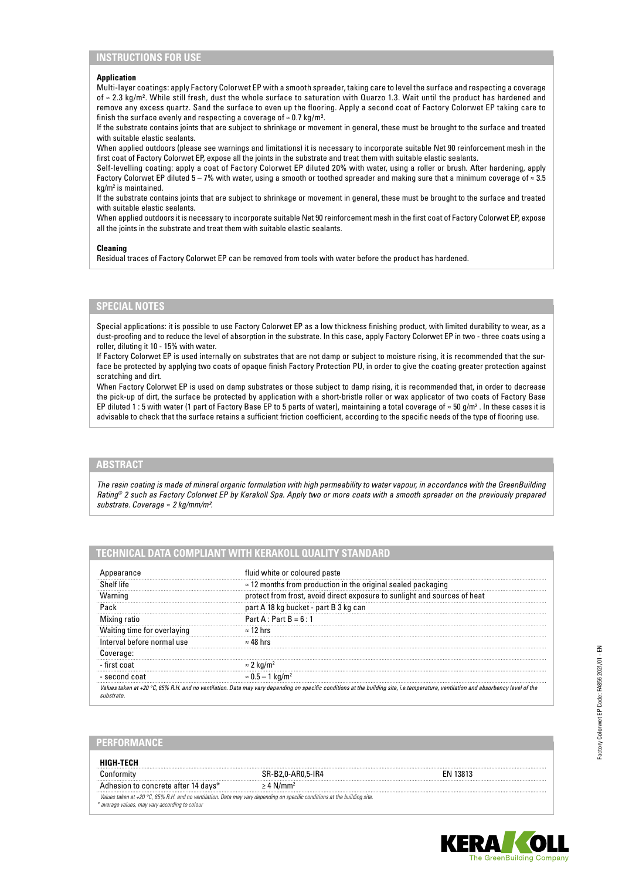## INSTRUCTIONS FOR USE

**Application**

Multi-layer coatings: apply Factory Colorwet EP with a smooth spreader, taking care to level the surface and respecting a coverage of ≈ 2.3 kg/m². While still fresh, dust the whole surface to saturation with Quarzo 1.3. Wait until the product has hardened and remove any excess quartz. Sand the surface to even up the flooring. Apply a second coat of Factory Colorwet EP taking care to finish the surface evenly and respecting a coverage of ≈ 0.7 kg/m².

If the substrate contains joints that are subject to shrinkage or movement in general, these must be brought to the surface and treated with suitable elastic sealants.

When applied outdoors (please see warnings and limitations) it is necessary to incorporate suitable Net 90 reinforcement mesh in the first coat of Factory Colorwet EP, expose all the joints in the substrate and treat them with suitable elastic sealants.

Self-levelling coating: apply a coat of Factory Colorwet EP diluted 20% with water, using a roller or brush. After hardening, apply Factory Colorwet EP diluted 5 – 7% with water, using a smooth or toothed spreader and making sure that a minimum coverage of ≈ 3.5 kg/m² is maintained.

If the substrate contains joints that are subject to shrinkage or movement in general, these must be brought to the surface and treated with suitable elastic sealants.

When applied outdoors it is necessary to incorporate suitable Net 90 reinforcement mesh in the first coat of Factory Colorwet EP, expose all the joints in the substrate and treat them with suitable elastic sealants.

**Cleaning**

Residual traces of Factory Colorwet EP can be removed from tools with water before the product has hardened.

## SPECIAL NOTES

Special applications: it is possible to use Factory Colorwet EP as a low thickness finishing product, with limited durability to wear, as a dust-proofing and to reduce the level of absorption in the substrate. In this case, apply Factory Colorwet EP in two - three coats using a roller, diluting it 10 - 15% with water.

If Factory Colorwet EP is used internally on substrates that are not damp or subject to moisture rising, it is recommended that the surface be protected by applying two coats of opaque finish Factory Protection PU, in order to give the coating greater protection against scratching and dirt.

When Factory Colorwet EP is used on damp substrates or those subject to damp rising, it is recommended that, in order to decrease the pick-up of dirt, the surface be protected by application with a short-bristle roller or wax applicator of two coats of Factory Base EP diluted 1 : 5 with water (1 part of Factory Base EP to 5 parts of water), maintaining a total coverage of ≈ 50 g/m². In these cases it is advisable to check that the surface retains a sufficient friction coefficient, according to the specific needs of the type of flooring use.

## ABSTRACT

*The resin coating is made of mineral organic formulation with high permeability to water vapour, in accordance with the GreenBuilding Rating® 2 such as Factory Colorwet EP by Kerakoll Spa. Apply two or more coats with a smooth spreader on the previously prepared substrate. Coverage ≈ 2 kg/mm/m².*

## TECHNICAL DATA COMPLIANT WITH KERAKOLL QUALITY STANDARD

| | |
|---|---|
| Appearance | fluid white or coloured paste |
| Shelf life | ≈ 12 months from production in the original sealed packaging |
| Warning | protect from frost, avoid direct exposure to sunlight and sources of heat |
| Pack | part A 18 kg bucket - part B 3 kg can |
| Mixing ratio | Part A : Part B = 6 : 1 |
| Waiting time for overlaying | ≈ 12 hrs |
| Interval before normal use | ≈ 48 hrs |
| Coverage: | |
| - first coat | ≈ 2 kg/m² |
| - second coat | ≈ 0.5 – 1 kg/m² |

*Values taken at +20 °C, 65% R.H. and no ventilation. Data may vary depending on specific conditions at the building site, i.e.temperature, ventilation and absorbency level of the substrate.*

## PERFORMANCE

| HIGH-TECH | | |
|---|---|---|
| Conformity | SR-B2,0-AR0,5-IR4 | EN 13813 |
| Adhesion to concrete after 14 days* | ≥ 4 N/mm² | |

*Values taken at +20 °C, 65% R.H. and no ventilation. Data may vary depending on specific conditions at the building site.*
*\* average values, may vary according to colour*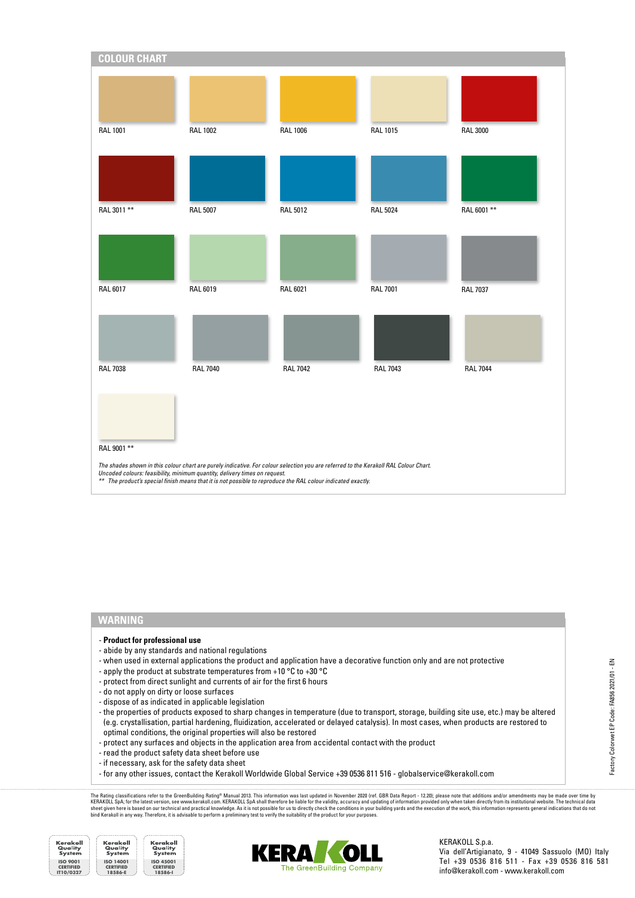## COLOUR CHART

RAL 1001

RAL 1002

RAL 1006

RAL 1015

RAL 3000

RAL 3011 **

RAL 5007

RAL 5012

RAL 5024

RAL 6001 **

RAL 6017

RAL 6019

RAL 6021

RAL 7001

RAL 7037

RAL 7038

RAL 7040

RAL 7042

RAL 7043

RAL 7044

RAL 9001 **

*The shades shown in this colour chart are purely indicative. For colour selection you are referred to the Kerakoll RAL Colour Chart.*
*Uncoded colours: feasibility, minimum quantity, delivery times on request.*
*** The product's special finish means that it is not possible to reproduce the RAL colour indicated exactly.*

## WARNING

- **Product for professional use**
- abide by any standards and national regulations
- when used in external applications the product and application have a decorative function only and are not protective
- apply the product at substrate temperatures from +10 °C to +30 °C
- protect from direct sunlight and currents of air for the first 6 hours
- do not apply on dirty or loose surfaces
- dispose of as indicated in applicable legislation
- the properties of products exposed to sharp changes in temperature (due to transport, storage, building site use, etc.) may be altered (e.g. crystallisation, partial hardening, fluidization, accelerated or delayed catalysis). In most cases, when products are restored to optimal conditions, the original properties will also be restored
- protect any surfaces and objects in the application area from accidental contact with the product
- read the product safety data sheet before use
- if necessary, ask for the safety data sheet
- for any other issues, contact the Kerakoll Worldwide Global Service +39 0536 811 516 - globalservice@kerakoll.com

The Rating classifications refer to the GreenBuilding Rating® Manual 2013. This information was last updated in November 2020 (ref. GBR Data Report - 12.20); please note that additions and/or amendments may be made over time by KERAKOLL SpA; for the latest version, see www.kerakoll.com. KERAKOLL SpA shall therefore be liable for the validity, accuracy and updating of information provided only when taken directly from its institutional website. The technical data sheet given here is based on our technical and practical knowledge. As it is not possible for us to directly check the conditions in your building yards and the execution of the work, this information represents general indications that do not bind Kerakoll in any way. Therefore, it is advisable to perform a preliminary test to verify the suitability of the product for your purposes.

Factory Colorwet EP Code: FA856 2021/01 - EN

Kerakoll Quality System ISO 9001 CERTIFIED IT10/0327

Kerakoll Quality System ISO 14001 CERTIFIED 18586-E

Kerakoll Quality System ISO 45001 CERTIFIED 18586-I

KERAKOLL The GreenBuilding Company

KERAKOLL S.p.a.
Via dell'Artigianato, 9 - 41049 Sassuolo (MO) Italy
Tel +39 0536 816 511 - Fax +39 0536 816 581
info@kerakoll.com - www.kerakoll.com